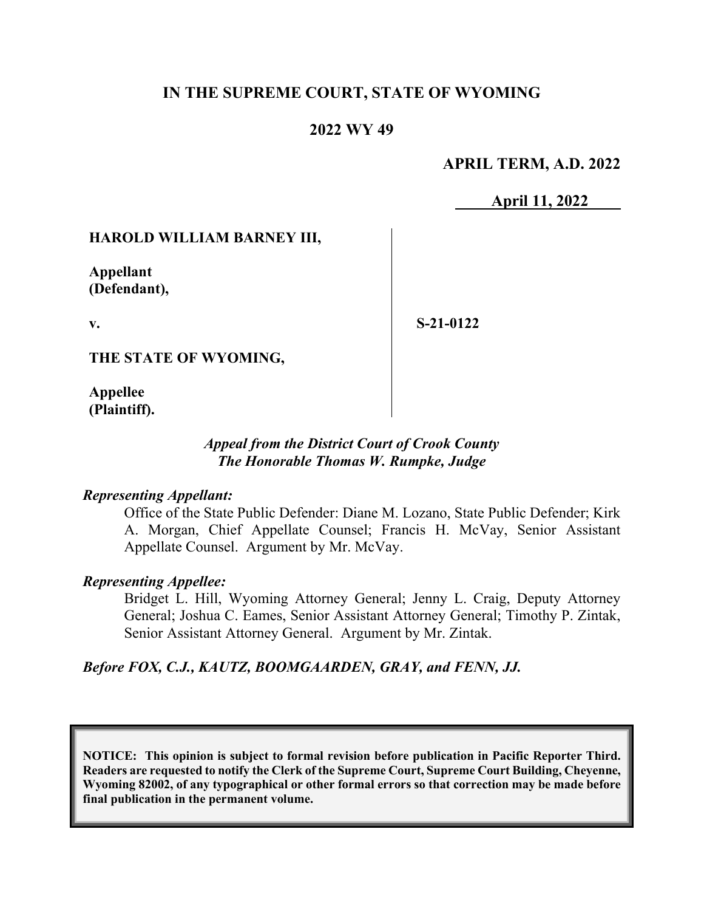# IN THE SUPREME COURT, STATE OF WYOMING

## 2022 WY 49

**APRIL TERM, A.D. 2022**

**April 11, 2022**

**HAROLD WILLIAM BARNEY III,**

**Appellant (Defendant),**

**v.**

**S-21-0122**

**THE STATE OF WYOMING,**

**Appellee (Plaintiff).**

*Appeal from the District Court of Crook County*
*The Honorable Thomas W. Rumpke, Judge*

***Representing Appellant:***

Office of the State Public Defender: Diane M. Lozano, State Public Defender; Kirk A. Morgan, Chief Appellate Counsel; Francis H. McVay, Senior Assistant Appellate Counsel. Argument by Mr. McVay.

***Representing Appellee:***

Bridget L. Hill, Wyoming Attorney General; Jenny L. Craig, Deputy Attorney General; Joshua C. Eames, Senior Assistant Attorney General; Timothy P. Zintak, Senior Assistant Attorney General. Argument by Mr. Zintak.

***Before FOX, C.J., KAUTZ, BOOMGAARDEN, GRAY, and FENN, JJ.***

**NOTICE: This opinion is subject to formal revision before publication in Pacific Reporter Third. Readers are requested to notify the Clerk of the Supreme Court, Supreme Court Building, Cheyenne, Wyoming 82002, of any typographical or other formal errors so that correction may be made before final publication in the permanent volume.**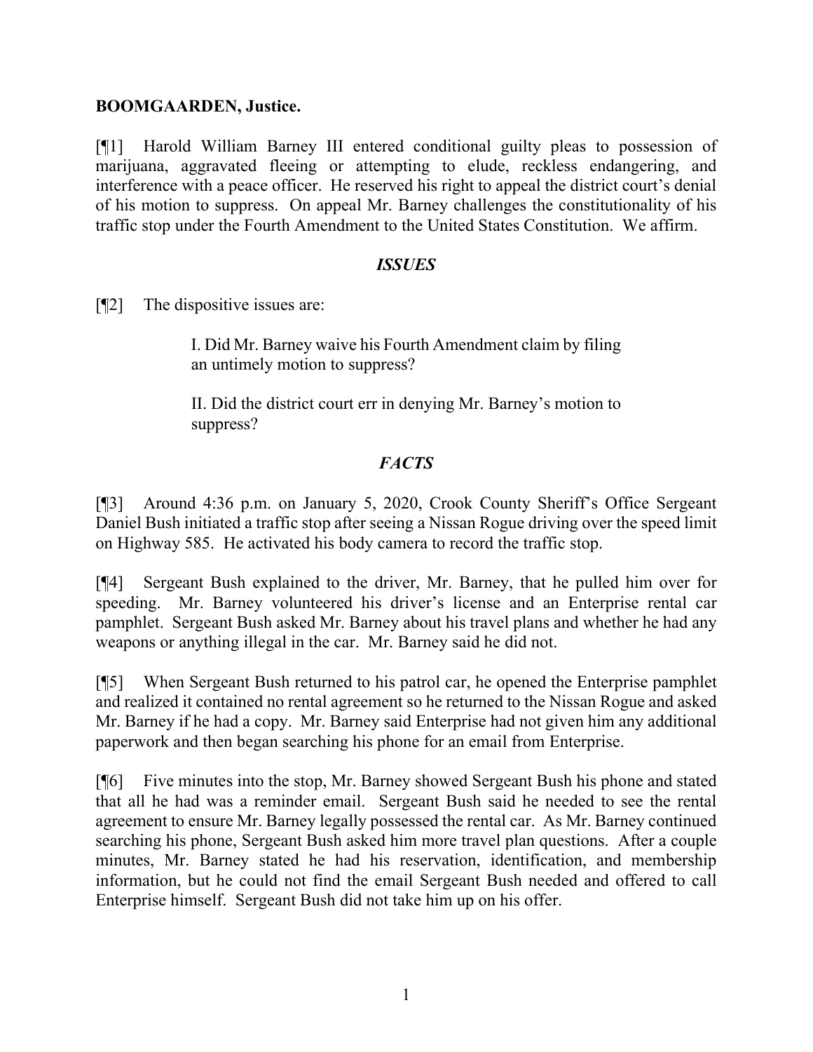**BOOMGAARDEN, Justice.**

[¶1] Harold William Barney III entered conditional guilty pleas to possession of marijuana, aggravated fleeing or attempting to elude, reckless endangering, and interference with a peace officer. He reserved his right to appeal the district court's denial of his motion to suppress. On appeal Mr. Barney challenges the constitutionality of his traffic stop under the Fourth Amendment to the United States Constitution. We affirm.

## *ISSUES*

[¶2] The dispositive issues are:

> I. Did Mr. Barney waive his Fourth Amendment claim by filing an untimely motion to suppress?
>
> II. Did the district court err in denying Mr. Barney's motion to suppress?

## *FACTS*

[¶3] Around 4:36 p.m. on January 5, 2020, Crook County Sheriff's Office Sergeant Daniel Bush initiated a traffic stop after seeing a Nissan Rogue driving over the speed limit on Highway 585. He activated his body camera to record the traffic stop.

[¶4] Sergeant Bush explained to the driver, Mr. Barney, that he pulled him over for speeding. Mr. Barney volunteered his driver's license and an Enterprise rental car pamphlet. Sergeant Bush asked Mr. Barney about his travel plans and whether he had any weapons or anything illegal in the car. Mr. Barney said he did not.

[¶5] When Sergeant Bush returned to his patrol car, he opened the Enterprise pamphlet and realized it contained no rental agreement so he returned to the Nissan Rogue and asked Mr. Barney if he had a copy. Mr. Barney said Enterprise had not given him any additional paperwork and then began searching his phone for an email from Enterprise.

[¶6] Five minutes into the stop, Mr. Barney showed Sergeant Bush his phone and stated that all he had was a reminder email. Sergeant Bush said he needed to see the rental agreement to ensure Mr. Barney legally possessed the rental car. As Mr. Barney continued searching his phone, Sergeant Bush asked him more travel plan questions. After a couple minutes, Mr. Barney stated he had his reservation, identification, and membership information, but he could not find the email Sergeant Bush needed and offered to call Enterprise himself. Sergeant Bush did not take him up on his offer.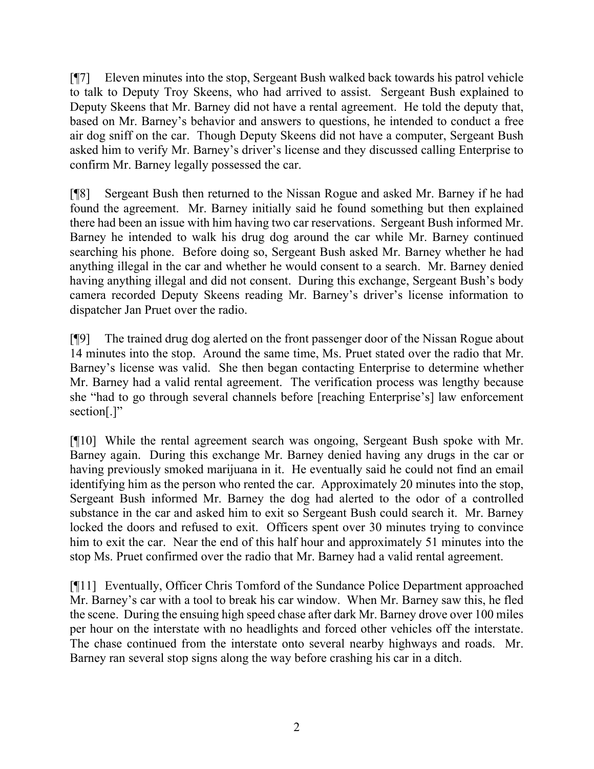[¶7] Eleven minutes into the stop, Sergeant Bush walked back towards his patrol vehicle to talk to Deputy Troy Skeens, who had arrived to assist. Sergeant Bush explained to Deputy Skeens that Mr. Barney did not have a rental agreement. He told the deputy that, based on Mr. Barney's behavior and answers to questions, he intended to conduct a free air dog sniff on the car. Though Deputy Skeens did not have a computer, Sergeant Bush asked him to verify Mr. Barney's driver's license and they discussed calling Enterprise to confirm Mr. Barney legally possessed the car.

[¶8] Sergeant Bush then returned to the Nissan Rogue and asked Mr. Barney if he had found the agreement. Mr. Barney initially said he found something but then explained there had been an issue with him having two car reservations. Sergeant Bush informed Mr. Barney he intended to walk his drug dog around the car while Mr. Barney continued searching his phone. Before doing so, Sergeant Bush asked Mr. Barney whether he had anything illegal in the car and whether he would consent to a search. Mr. Barney denied having anything illegal and did not consent. During this exchange, Sergeant Bush's body camera recorded Deputy Skeens reading Mr. Barney's driver's license information to dispatcher Jan Pruet over the radio.

[¶9] The trained drug dog alerted on the front passenger door of the Nissan Rogue about 14 minutes into the stop. Around the same time, Ms. Pruet stated over the radio that Mr. Barney's license was valid. She then began contacting Enterprise to determine whether Mr. Barney had a valid rental agreement. The verification process was lengthy because she "had to go through several channels before [reaching Enterprise's] law enforcement section[.]"

[¶10] While the rental agreement search was ongoing, Sergeant Bush spoke with Mr. Barney again. During this exchange Mr. Barney denied having any drugs in the car or having previously smoked marijuana in it. He eventually said he could not find an email identifying him as the person who rented the car. Approximately 20 minutes into the stop, Sergeant Bush informed Mr. Barney the dog had alerted to the odor of a controlled substance in the car and asked him to exit so Sergeant Bush could search it. Mr. Barney locked the doors and refused to exit. Officers spent over 30 minutes trying to convince him to exit the car. Near the end of this half hour and approximately 51 minutes into the stop Ms. Pruet confirmed over the radio that Mr. Barney had a valid rental agreement.

[¶11] Eventually, Officer Chris Tomford of the Sundance Police Department approached Mr. Barney's car with a tool to break his car window. When Mr. Barney saw this, he fled the scene. During the ensuing high speed chase after dark Mr. Barney drove over 100 miles per hour on the interstate with no headlights and forced other vehicles off the interstate. The chase continued from the interstate onto several nearby highways and roads. Mr. Barney ran several stop signs along the way before crashing his car in a ditch.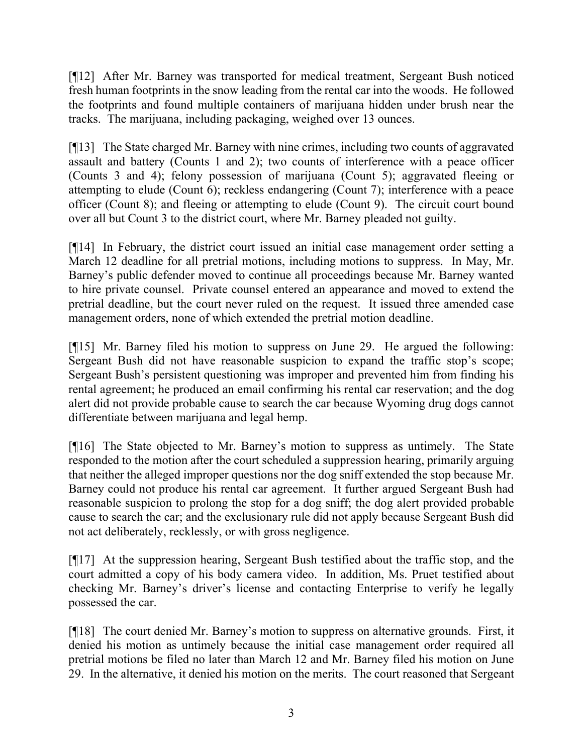[¶12] After Mr. Barney was transported for medical treatment, Sergeant Bush noticed fresh human footprints in the snow leading from the rental car into the woods. He followed the footprints and found multiple containers of marijuana hidden under brush near the tracks. The marijuana, including packaging, weighed over 13 ounces.

[¶13] The State charged Mr. Barney with nine crimes, including two counts of aggravated assault and battery (Counts 1 and 2); two counts of interference with a peace officer (Counts 3 and 4); felony possession of marijuana (Count 5); aggravated fleeing or attempting to elude (Count 6); reckless endangering (Count 7); interference with a peace officer (Count 8); and fleeing or attempting to elude (Count 9). The circuit court bound over all but Count 3 to the district court, where Mr. Barney pleaded not guilty.

[¶14] In February, the district court issued an initial case management order setting a March 12 deadline for all pretrial motions, including motions to suppress. In May, Mr. Barney's public defender moved to continue all proceedings because Mr. Barney wanted to hire private counsel. Private counsel entered an appearance and moved to extend the pretrial deadline, but the court never ruled on the request. It issued three amended case management orders, none of which extended the pretrial motion deadline.

[¶15] Mr. Barney filed his motion to suppress on June 29. He argued the following: Sergeant Bush did not have reasonable suspicion to expand the traffic stop's scope; Sergeant Bush's persistent questioning was improper and prevented him from finding his rental agreement; he produced an email confirming his rental car reservation; and the dog alert did not provide probable cause to search the car because Wyoming drug dogs cannot differentiate between marijuana and legal hemp.

[¶16] The State objected to Mr. Barney's motion to suppress as untimely. The State responded to the motion after the court scheduled a suppression hearing, primarily arguing that neither the alleged improper questions nor the dog sniff extended the stop because Mr. Barney could not produce his rental car agreement. It further argued Sergeant Bush had reasonable suspicion to prolong the stop for a dog sniff; the dog alert provided probable cause to search the car; and the exclusionary rule did not apply because Sergeant Bush did not act deliberately, recklessly, or with gross negligence.

[¶17] At the suppression hearing, Sergeant Bush testified about the traffic stop, and the court admitted a copy of his body camera video. In addition, Ms. Pruet testified about checking Mr. Barney's driver's license and contacting Enterprise to verify he legally possessed the car.

[¶18] The court denied Mr. Barney's motion to suppress on alternative grounds. First, it denied his motion as untimely because the initial case management order required all pretrial motions be filed no later than March 12 and Mr. Barney filed his motion on June 29. In the alternative, it denied his motion on the merits. The court reasoned that Sergeant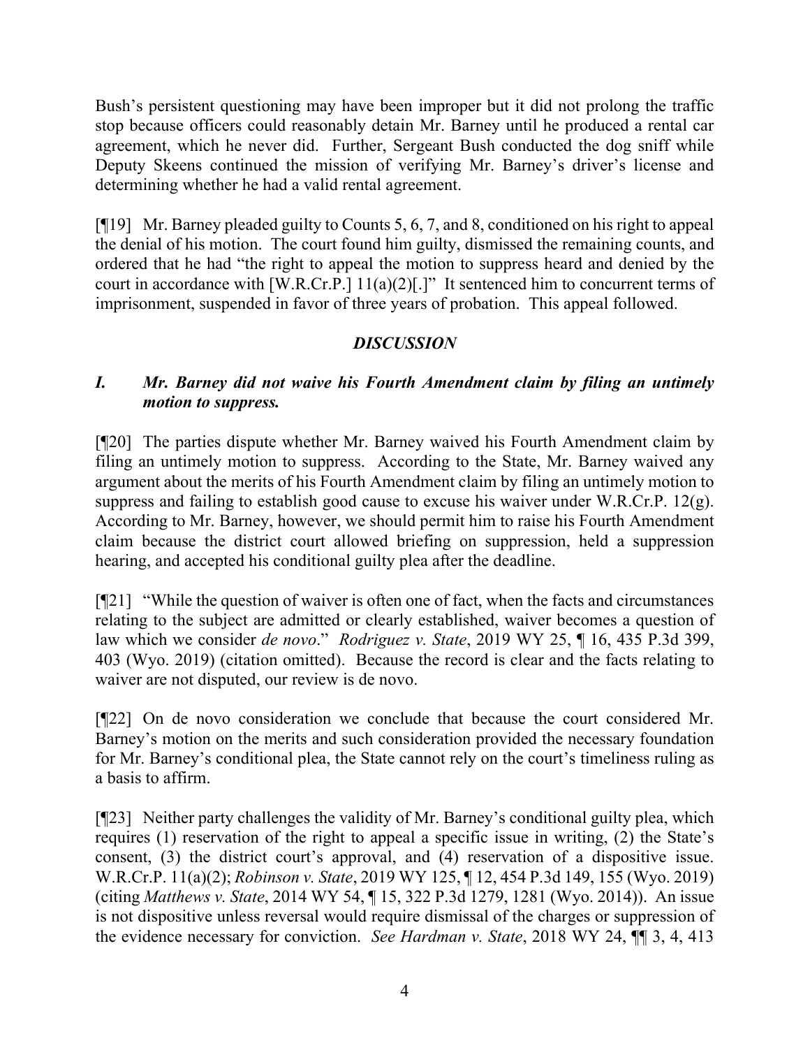Bush's persistent questioning may have been improper but it did not prolong the traffic stop because officers could reasonably detain Mr. Barney until he produced a rental car agreement, which he never did. Further, Sergeant Bush conducted the dog sniff while Deputy Skeens continued the mission of verifying Mr. Barney's driver's license and determining whether he had a valid rental agreement.

[¶19] Mr. Barney pleaded guilty to Counts 5, 6, 7, and 8, conditioned on his right to appeal the denial of his motion. The court found him guilty, dismissed the remaining counts, and ordered that he had "the right to appeal the motion to suppress heard and denied by the court in accordance with [W.R.Cr.P.] 11(a)(2)[.]" It sentenced him to concurrent terms of imprisonment, suspended in favor of three years of probation. This appeal followed.

## *DISCUSSION*

### *I. Mr. Barney did not waive his Fourth Amendment claim by filing an untimely motion to suppress.*

[¶20] The parties dispute whether Mr. Barney waived his Fourth Amendment claim by filing an untimely motion to suppress. According to the State, Mr. Barney waived any argument about the merits of his Fourth Amendment claim by filing an untimely motion to suppress and failing to establish good cause to excuse his waiver under W.R.Cr.P. 12(g). According to Mr. Barney, however, we should permit him to raise his Fourth Amendment claim because the district court allowed briefing on suppression, held a suppression hearing, and accepted his conditional guilty plea after the deadline.

[¶21] "While the question of waiver is often one of fact, when the facts and circumstances relating to the subject are admitted or clearly established, waiver becomes a question of law which we consider *de novo*." *Rodriguez v. State*, 2019 WY 25, ¶ 16, 435 P.3d 399, 403 (Wyo. 2019) (citation omitted). Because the record is clear and the facts relating to waiver are not disputed, our review is de novo.

[¶22] On de novo consideration we conclude that because the court considered Mr. Barney's motion on the merits and such consideration provided the necessary foundation for Mr. Barney's conditional plea, the State cannot rely on the court's timeliness ruling as a basis to affirm.

[¶23] Neither party challenges the validity of Mr. Barney's conditional guilty plea, which requires (1) reservation of the right to appeal a specific issue in writing, (2) the State's consent, (3) the district court's approval, and (4) reservation of a dispositive issue. W.R.Cr.P. 11(a)(2); *Robinson v. State*, 2019 WY 125, ¶ 12, 454 P.3d 149, 155 (Wyo. 2019) (citing *Matthews v. State*, 2014 WY 54, ¶ 15, 322 P.3d 1279, 1281 (Wyo. 2014)). An issue is not dispositive unless reversal would require dismissal of the charges or suppression of the evidence necessary for conviction. *See Hardman v. State*, 2018 WY 24, ¶¶ 3, 4, 413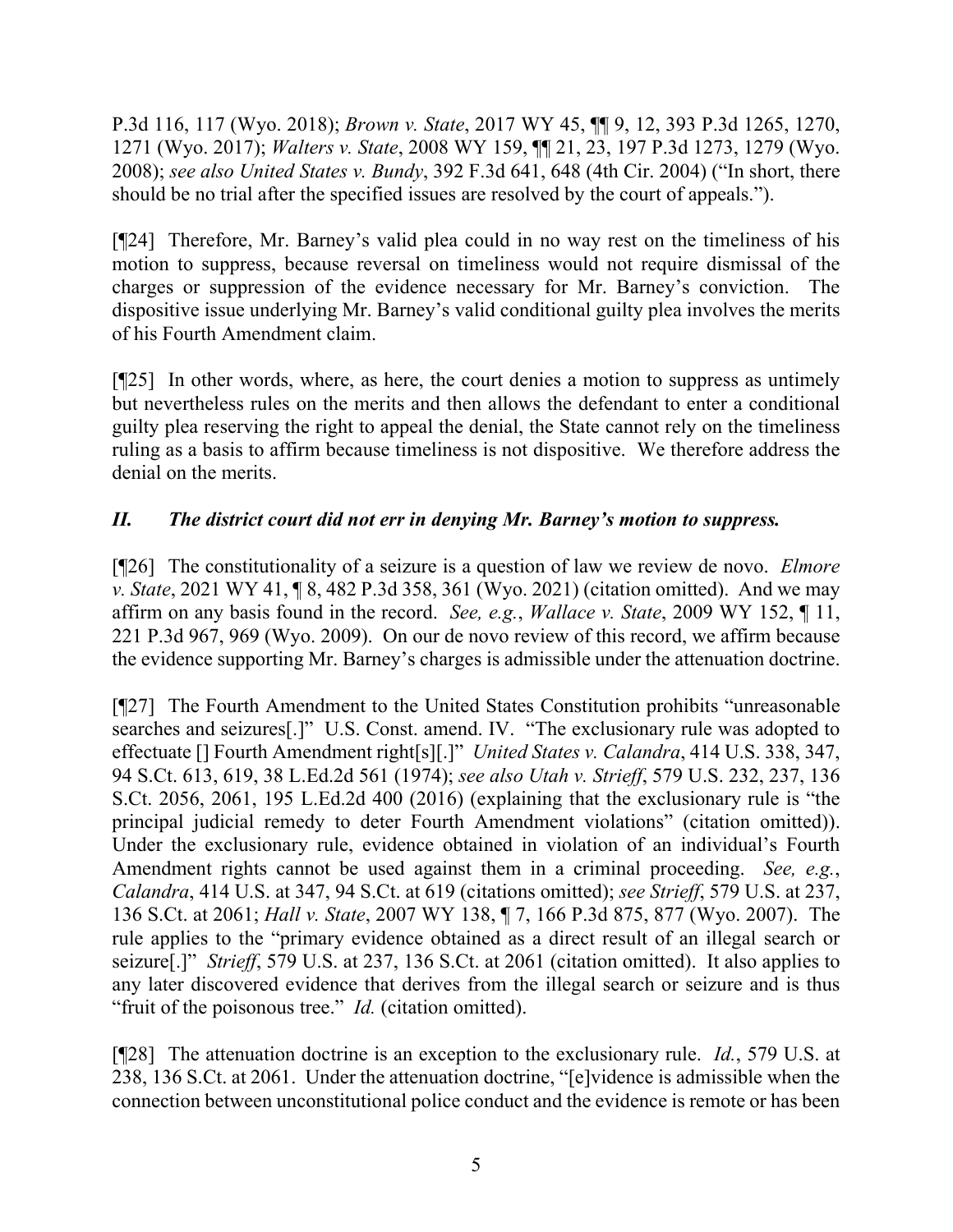P.3d 116, 117 (Wyo. 2018); *Brown v. State*, 2017 WY 45, ¶¶ 9, 12, 393 P.3d 1265, 1270, 1271 (Wyo. 2017); *Walters v. State*, 2008 WY 159, ¶¶ 21, 23, 197 P.3d 1273, 1279 (Wyo. 2008); *see also United States v. Bundy*, 392 F.3d 641, 648 (4th Cir. 2004) ("In short, there should be no trial after the specified issues are resolved by the court of appeals.").

[¶24] Therefore, Mr. Barney's valid plea could in no way rest on the timeliness of his motion to suppress, because reversal on timeliness would not require dismissal of the charges or suppression of the evidence necessary for Mr. Barney's conviction. The dispositive issue underlying Mr. Barney's valid conditional guilty plea involves the merits of his Fourth Amendment claim.

[¶25] In other words, where, as here, the court denies a motion to suppress as untimely but nevertheless rules on the merits and then allows the defendant to enter a conditional guilty plea reserving the right to appeal the denial, the State cannot rely on the timeliness ruling as a basis to affirm because timeliness is not dispositive. We therefore address the denial on the merits.

## *II. The district court did not err in denying Mr. Barney's motion to suppress.*

[¶26] The constitutionality of a seizure is a question of law we review de novo. *Elmore v. State*, 2021 WY 41, ¶ 8, 482 P.3d 358, 361 (Wyo. 2021) (citation omitted). And we may affirm on any basis found in the record. *See, e.g.*, *Wallace v. State*, 2009 WY 152, ¶ 11, 221 P.3d 967, 969 (Wyo. 2009). On our de novo review of this record, we affirm because the evidence supporting Mr. Barney's charges is admissible under the attenuation doctrine.

[¶27] The Fourth Amendment to the United States Constitution prohibits "unreasonable searches and seizures[.]" U.S. Const. amend. IV. "The exclusionary rule was adopted to effectuate [] Fourth Amendment right[s][.]" *United States v. Calandra*, 414 U.S. 338, 347, 94 S.Ct. 613, 619, 38 L.Ed.2d 561 (1974); *see also Utah v. Strieff*, 579 U.S. 232, 237, 136 S.Ct. 2056, 2061, 195 L.Ed.2d 400 (2016) (explaining that the exclusionary rule is "the principal judicial remedy to deter Fourth Amendment violations" (citation omitted)). Under the exclusionary rule, evidence obtained in violation of an individual's Fourth Amendment rights cannot be used against them in a criminal proceeding. *See, e.g.*, *Calandra*, 414 U.S. at 347, 94 S.Ct. at 619 (citations omitted); *see Strieff*, 579 U.S. at 237, 136 S.Ct. at 2061; *Hall v. State*, 2007 WY 138, ¶ 7, 166 P.3d 875, 877 (Wyo. 2007). The rule applies to the "primary evidence obtained as a direct result of an illegal search or seizure[.]" *Strieff*, 579 U.S. at 237, 136 S.Ct. at 2061 (citation omitted). It also applies to any later discovered evidence that derives from the illegal search or seizure and is thus "fruit of the poisonous tree." *Id.* (citation omitted).

[¶28] The attenuation doctrine is an exception to the exclusionary rule. *Id.*, 579 U.S. at 238, 136 S.Ct. at 2061. Under the attenuation doctrine, "[e]vidence is admissible when the connection between unconstitutional police conduct and the evidence is remote or has been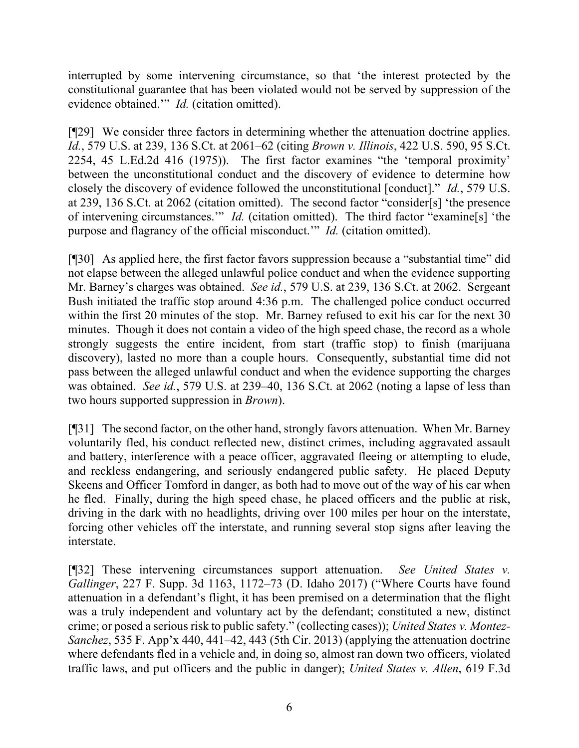interrupted by some intervening circumstance, so that 'the interest protected by the constitutional guarantee that has been violated would not be served by suppression of the evidence obtained.'" *Id.* (citation omitted).

[¶29] We consider three factors in determining whether the attenuation doctrine applies. *Id.*, 579 U.S. at 239, 136 S.Ct. at 2061–62 (citing *Brown v. Illinois*, 422 U.S. 590, 95 S.Ct. 2254, 45 L.Ed.2d 416 (1975)). The first factor examines "the 'temporal proximity' between the unconstitutional conduct and the discovery of evidence to determine how closely the discovery of evidence followed the unconstitutional [conduct]." *Id.*, 579 U.S. at 239, 136 S.Ct. at 2062 (citation omitted). The second factor "consider[s] 'the presence of intervening circumstances.'" *Id.* (citation omitted). The third factor "examine[s] 'the purpose and flagrancy of the official misconduct.'" *Id.* (citation omitted).

[¶30] As applied here, the first factor favors suppression because a "substantial time" did not elapse between the alleged unlawful police conduct and when the evidence supporting Mr. Barney's charges was obtained. *See id.*, 579 U.S. at 239, 136 S.Ct. at 2062. Sergeant Bush initiated the traffic stop around 4:36 p.m. The challenged police conduct occurred within the first 20 minutes of the stop. Mr. Barney refused to exit his car for the next 30 minutes. Though it does not contain a video of the high speed chase, the record as a whole strongly suggests the entire incident, from start (traffic stop) to finish (marijuana discovery), lasted no more than a couple hours. Consequently, substantial time did not pass between the alleged unlawful conduct and when the evidence supporting the charges was obtained. *See id.*, 579 U.S. at 239–40, 136 S.Ct. at 2062 (noting a lapse of less than two hours supported suppression in *Brown*).

[¶31] The second factor, on the other hand, strongly favors attenuation. When Mr. Barney voluntarily fled, his conduct reflected new, distinct crimes, including aggravated assault and battery, interference with a peace officer, aggravated fleeing or attempting to elude, and reckless endangering, and seriously endangered public safety. He placed Deputy Skeens and Officer Tomford in danger, as both had to move out of the way of his car when he fled. Finally, during the high speed chase, he placed officers and the public at risk, driving in the dark with no headlights, driving over 100 miles per hour on the interstate, forcing other vehicles off the interstate, and running several stop signs after leaving the interstate.

[¶32] These intervening circumstances support attenuation. *See United States v. Gallinger*, 227 F. Supp. 3d 1163, 1172–73 (D. Idaho 2017) ("Where Courts have found attenuation in a defendant's flight, it has been premised on a determination that the flight was a truly independent and voluntary act by the defendant; constituted a new, distinct crime; or posed a serious risk to public safety." (collecting cases)); *United States v. Montez-Sanchez*, 535 F. App'x 440, 441–42, 443 (5th Cir. 2013) (applying the attenuation doctrine where defendants fled in a vehicle and, in doing so, almost ran down two officers, violated traffic laws, and put officers and the public in danger); *United States v. Allen*, 619 F.3d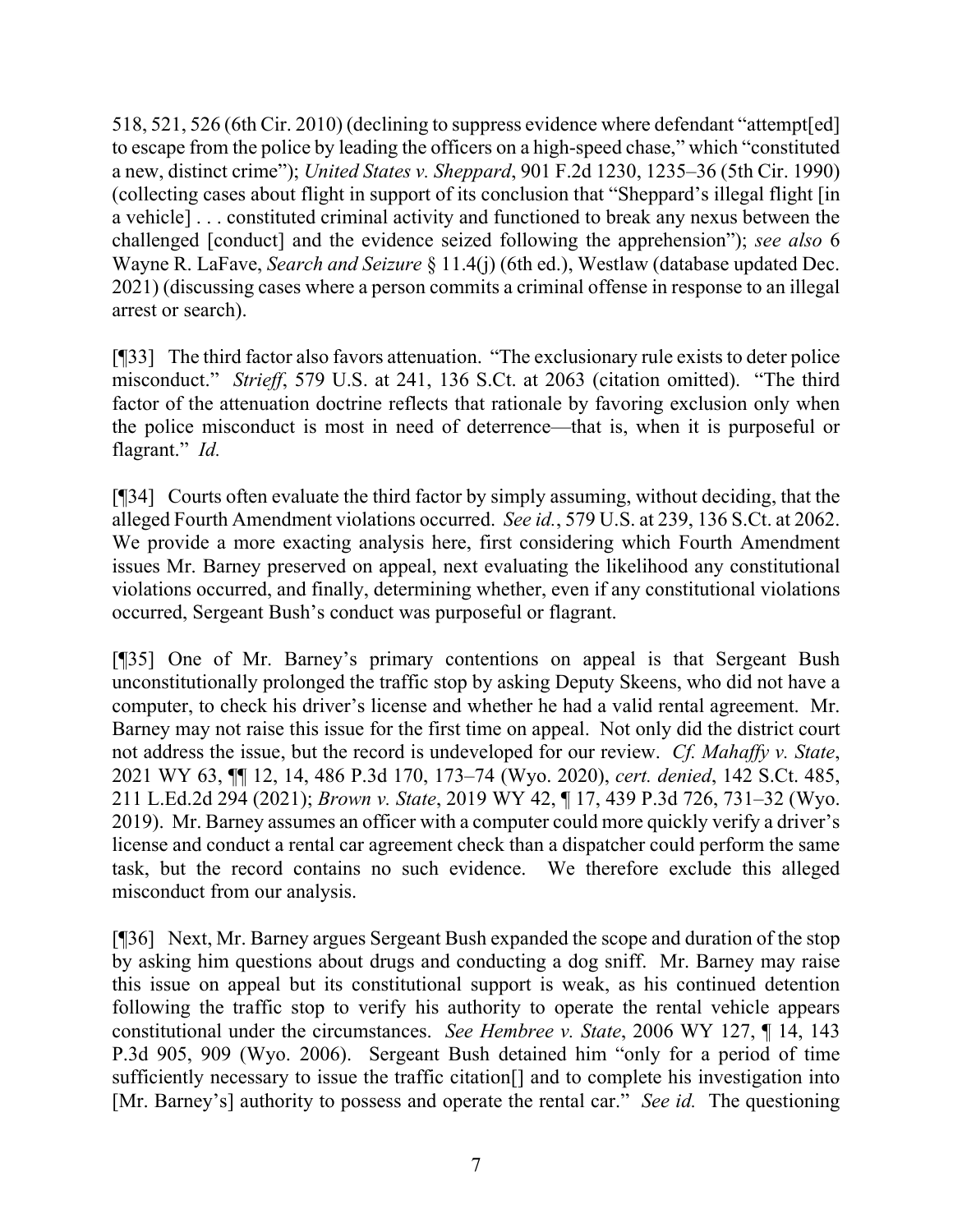518, 521, 526 (6th Cir. 2010) (declining to suppress evidence where defendant "attempt[ed] to escape from the police by leading the officers on a high-speed chase," which "constituted a new, distinct crime"); *United States v. Sheppard*, 901 F.2d 1230, 1235–36 (5th Cir. 1990) (collecting cases about flight in support of its conclusion that "Sheppard's illegal flight [in a vehicle] . . . constituted criminal activity and functioned to break any nexus between the challenged [conduct] and the evidence seized following the apprehension"); *see also* 6 Wayne R. LaFave, *Search and Seizure* § 11.4(j) (6th ed.), Westlaw (database updated Dec. 2021) (discussing cases where a person commits a criminal offense in response to an illegal arrest or search).

[¶33] The third factor also favors attenuation. "The exclusionary rule exists to deter police misconduct." *Strieff*, 579 U.S. at 241, 136 S.Ct. at 2063 (citation omitted). "The third factor of the attenuation doctrine reflects that rationale by favoring exclusion only when the police misconduct is most in need of deterrence—that is, when it is purposeful or flagrant." *Id.*

[¶34] Courts often evaluate the third factor by simply assuming, without deciding, that the alleged Fourth Amendment violations occurred. *See id.*, 579 U.S. at 239, 136 S.Ct. at 2062. We provide a more exacting analysis here, first considering which Fourth Amendment issues Mr. Barney preserved on appeal, next evaluating the likelihood any constitutional violations occurred, and finally, determining whether, even if any constitutional violations occurred, Sergeant Bush's conduct was purposeful or flagrant.

[¶35] One of Mr. Barney's primary contentions on appeal is that Sergeant Bush unconstitutionally prolonged the traffic stop by asking Deputy Skeens, who did not have a computer, to check his driver's license and whether he had a valid rental agreement. Mr. Barney may not raise this issue for the first time on appeal. Not only did the district court not address the issue, but the record is undeveloped for our review. *Cf. Mahaffy v. State*, 2021 WY 63, ¶¶ 12, 14, 486 P.3d 170, 173–74 (Wyo. 2020), *cert. denied*, 142 S.Ct. 485, 211 L.Ed.2d 294 (2021); *Brown v. State*, 2019 WY 42, ¶ 17, 439 P.3d 726, 731–32 (Wyo. 2019). Mr. Barney assumes an officer with a computer could more quickly verify a driver's license and conduct a rental car agreement check than a dispatcher could perform the same task, but the record contains no such evidence. We therefore exclude this alleged misconduct from our analysis.

[¶36] Next, Mr. Barney argues Sergeant Bush expanded the scope and duration of the stop by asking him questions about drugs and conducting a dog sniff. Mr. Barney may raise this issue on appeal but its constitutional support is weak, as his continued detention following the traffic stop to verify his authority to operate the rental vehicle appears constitutional under the circumstances. *See Hembree v. State*, 2006 WY 127, ¶ 14, 143 P.3d 905, 909 (Wyo. 2006). Sergeant Bush detained him "only for a period of time sufficiently necessary to issue the traffic citation[] and to complete his investigation into [Mr. Barney's] authority to possess and operate the rental car." *See id.* The questioning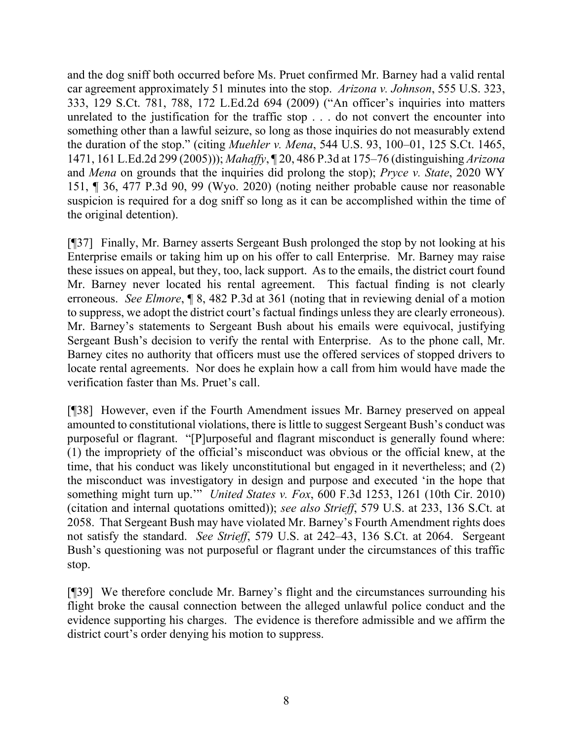and the dog sniff both occurred before Ms. Pruet confirmed Mr. Barney had a valid rental car agreement approximately 51 minutes into the stop. *Arizona v. Johnson*, 555 U.S. 323, 333, 129 S.Ct. 781, 788, 172 L.Ed.2d 694 (2009) ("An officer's inquiries into matters unrelated to the justification for the traffic stop . . . do not convert the encounter into something other than a lawful seizure, so long as those inquiries do not measurably extend the duration of the stop." (citing *Muehler v. Mena*, 544 U.S. 93, 100–01, 125 S.Ct. 1465, 1471, 161 L.Ed.2d 299 (2005))); *Mahaffy*, ¶ 20, 486 P.3d at 175–76 (distinguishing *Arizona* and *Mena* on grounds that the inquiries did prolong the stop); *Pryce v. State*, 2020 WY 151, ¶ 36, 477 P.3d 90, 99 (Wyo. 2020) (noting neither probable cause nor reasonable suspicion is required for a dog sniff so long as it can be accomplished within the time of the original detention).

[¶37] Finally, Mr. Barney asserts Sergeant Bush prolonged the stop by not looking at his Enterprise emails or taking him up on his offer to call Enterprise. Mr. Barney may raise these issues on appeal, but they, too, lack support. As to the emails, the district court found Mr. Barney never located his rental agreement. This factual finding is not clearly erroneous. *See Elmore*, ¶ 8, 482 P.3d at 361 (noting that in reviewing denial of a motion to suppress, we adopt the district court's factual findings unless they are clearly erroneous). Mr. Barney's statements to Sergeant Bush about his emails were equivocal, justifying Sergeant Bush's decision to verify the rental with Enterprise. As to the phone call, Mr. Barney cites no authority that officers must use the offered services of stopped drivers to locate rental agreements. Nor does he explain how a call from him would have made the verification faster than Ms. Pruet's call.

[¶38] However, even if the Fourth Amendment issues Mr. Barney preserved on appeal amounted to constitutional violations, there is little to suggest Sergeant Bush's conduct was purposeful or flagrant. "[P]urposeful and flagrant misconduct is generally found where: (1) the impropriety of the official's misconduct was obvious or the official knew, at the time, that his conduct was likely unconstitutional but engaged in it nevertheless; and (2) the misconduct was investigatory in design and purpose and executed 'in the hope that something might turn up.'" *United States v. Fox*, 600 F.3d 1253, 1261 (10th Cir. 2010) (citation and internal quotations omitted)); *see also Strieff*, 579 U.S. at 233, 136 S.Ct. at 2058. That Sergeant Bush may have violated Mr. Barney's Fourth Amendment rights does not satisfy the standard. *See Strieff*, 579 U.S. at 242–43, 136 S.Ct. at 2064. Sergeant Bush's questioning was not purposeful or flagrant under the circumstances of this traffic stop.

[¶39] We therefore conclude Mr. Barney's flight and the circumstances surrounding his flight broke the causal connection between the alleged unlawful police conduct and the evidence supporting his charges. The evidence is therefore admissible and we affirm the district court's order denying his motion to suppress.